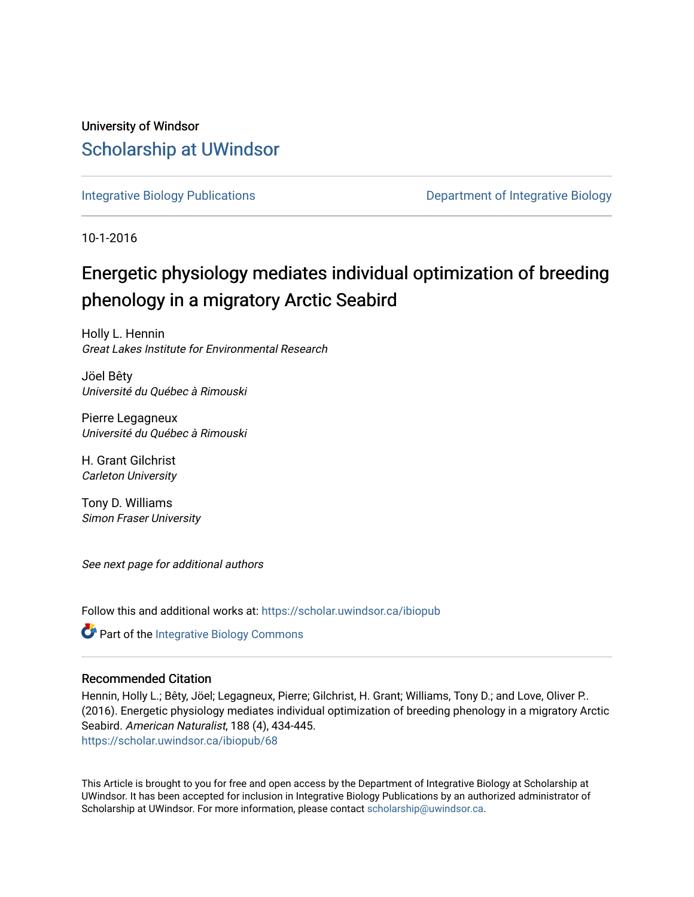University of Windsor

# Scholarship at UWindsor

Integrative Biology Publications

Department of Integrative Biology

10-1-2016

# Energetic physiology mediates individual optimization of breeding phenology in a migratory Arctic Seabird

Holly L. Hennin
*Great Lakes Institute for Environmental Research*

Jöel Bêty
*Université du Québec à Rimouski*

Pierre Legagneux
*Université du Québec à Rimouski*

H. Grant Gilchrist
*Carleton University*

Tony D. Williams
*Simon Fraser University*

*See next page for additional authors*

Follow this and additional works at: https://scholar.uwindsor.ca/ibiopub

Part of the Integrative Biology Commons

## Recommended Citation

Hennin, Holly L.; Bêty, Jöel; Legagneux, Pierre; Gilchrist, H. Grant; Williams, Tony D.; and Love, Oliver P.. (2016). Energetic physiology mediates individual optimization of breeding phenology in a migratory Arctic Seabird. *American Naturalist*, 188 (4), 434-445.
https://scholar.uwindsor.ca/ibiopub/68

This Article is brought to you for free and open access by the Department of Integrative Biology at Scholarship at UWindsor. It has been accepted for inclusion in Integrative Biology Publications by an authorized administrator of Scholarship at UWindsor. For more information, please contact scholarship@uwindsor.ca.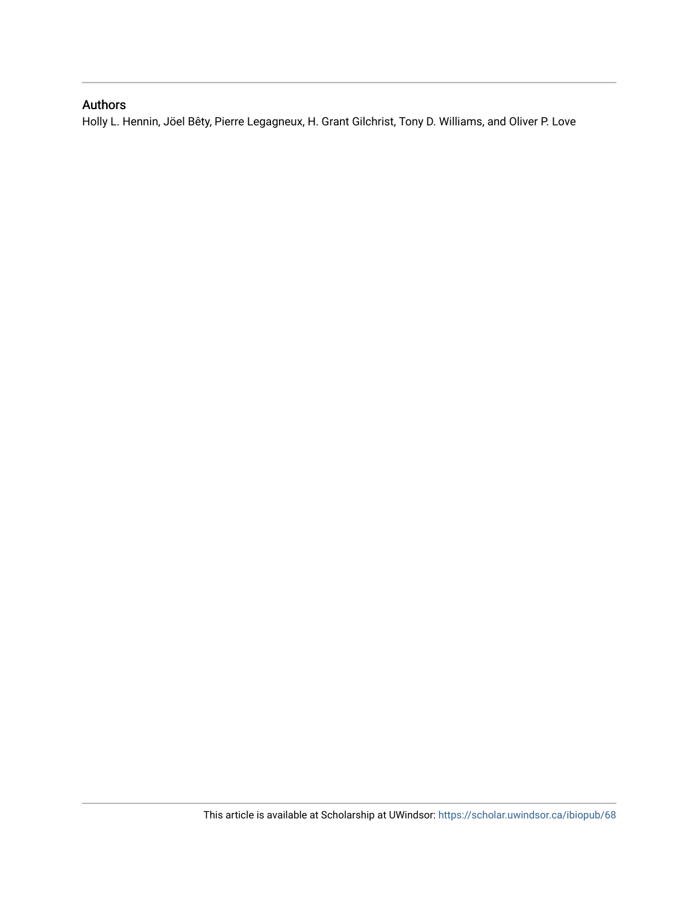## Authors

Holly L. Hennin, Jöel Bêty, Pierre Legagneux, H. Grant Gilchrist, Tony D. Williams, and Oliver P. Love

This article is available at Scholarship at UWindsor: https://scholar.uwindsor.ca/ibiopub/68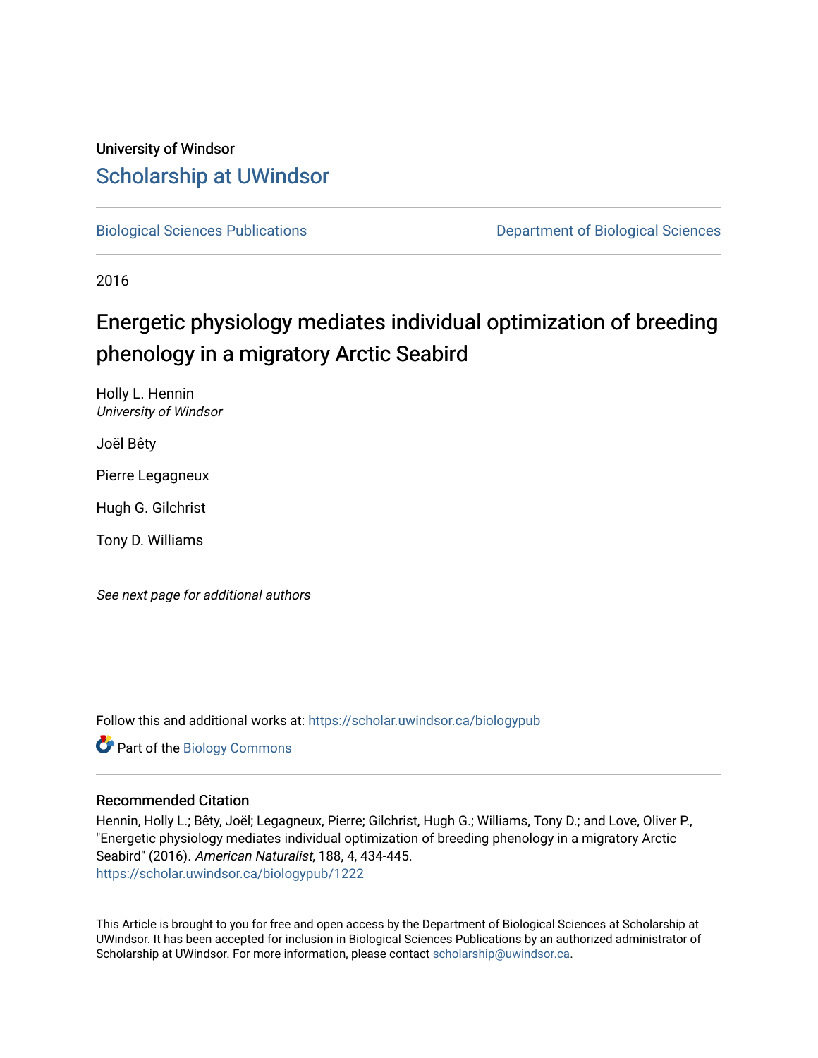University of Windsor

## Scholarship at UWindsor

Biological Sciences Publications

Department of Biological Sciences

2016

# Energetic physiology mediates individual optimization of breeding phenology in a migratory Arctic Seabird

Holly L. Hennin
*University of Windsor*

Joël Bêty

Pierre Legagneux

Hugh G. Gilchrist

Tony D. Williams

*See next page for additional authors*

Follow this and additional works at: https://scholar.uwindsor.ca/biologypub

Part of the Biology Commons

### Recommended Citation

Hennin, Holly L.; Bêty, Joël; Legagneux, Pierre; Gilchrist, Hugh G.; Williams, Tony D.; and Love, Oliver P., "Energetic physiology mediates individual optimization of breeding phenology in a migratory Arctic Seabird" (2016). *American Naturalist*, 188, 4, 434-445.
https://scholar.uwindsor.ca/biologypub/1222

This Article is brought to you for free and open access by the Department of Biological Sciences at Scholarship at UWindsor. It has been accepted for inclusion in Biological Sciences Publications by an authorized administrator of Scholarship at UWindsor. For more information, please contact scholarship@uwindsor.ca.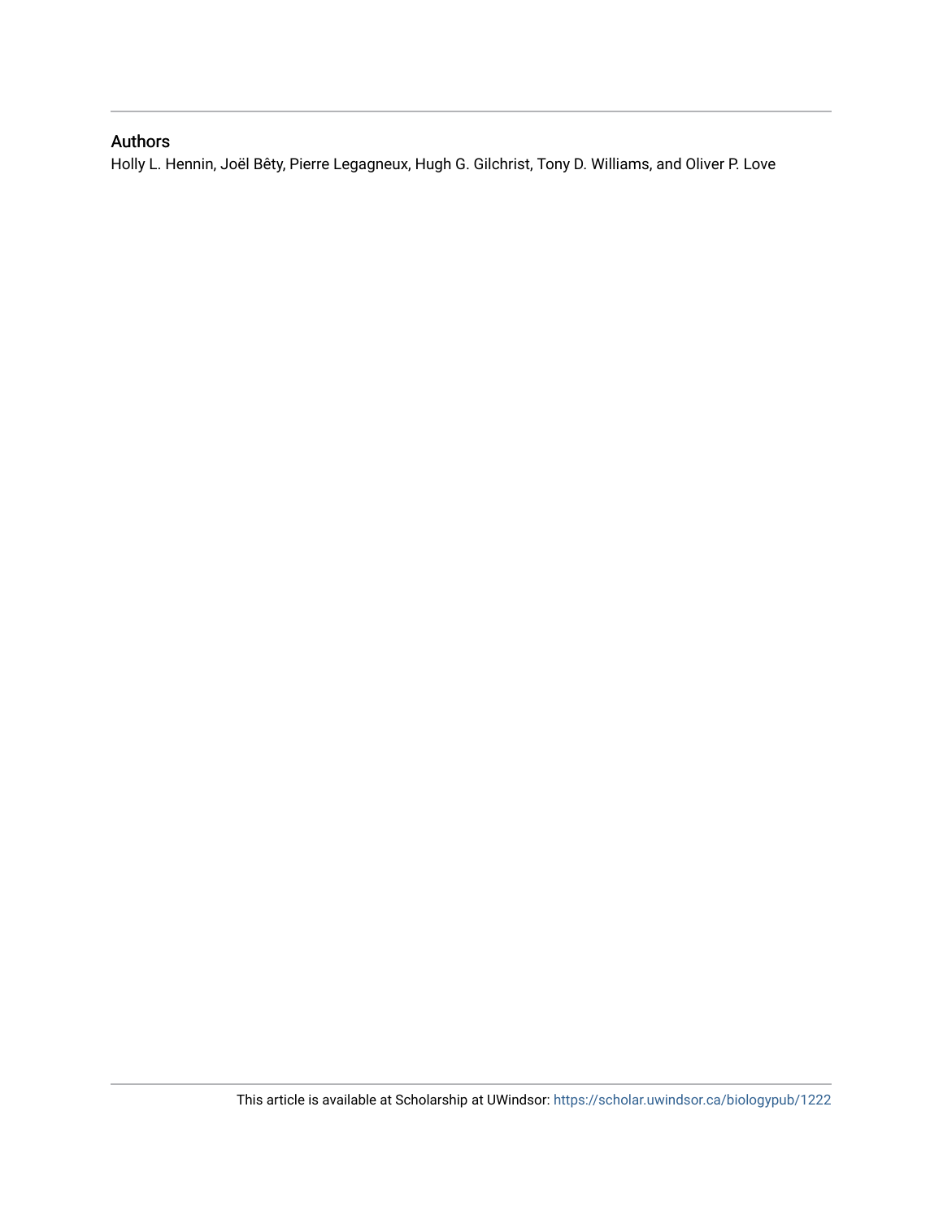## Authors

Holly L. Hennin, Joël Bêty, Pierre Legagneux, Hugh G. Gilchrist, Tony D. Williams, and Oliver P. Love

This article is available at Scholarship at UWindsor: https://scholar.uwindsor.ca/biologypub/1222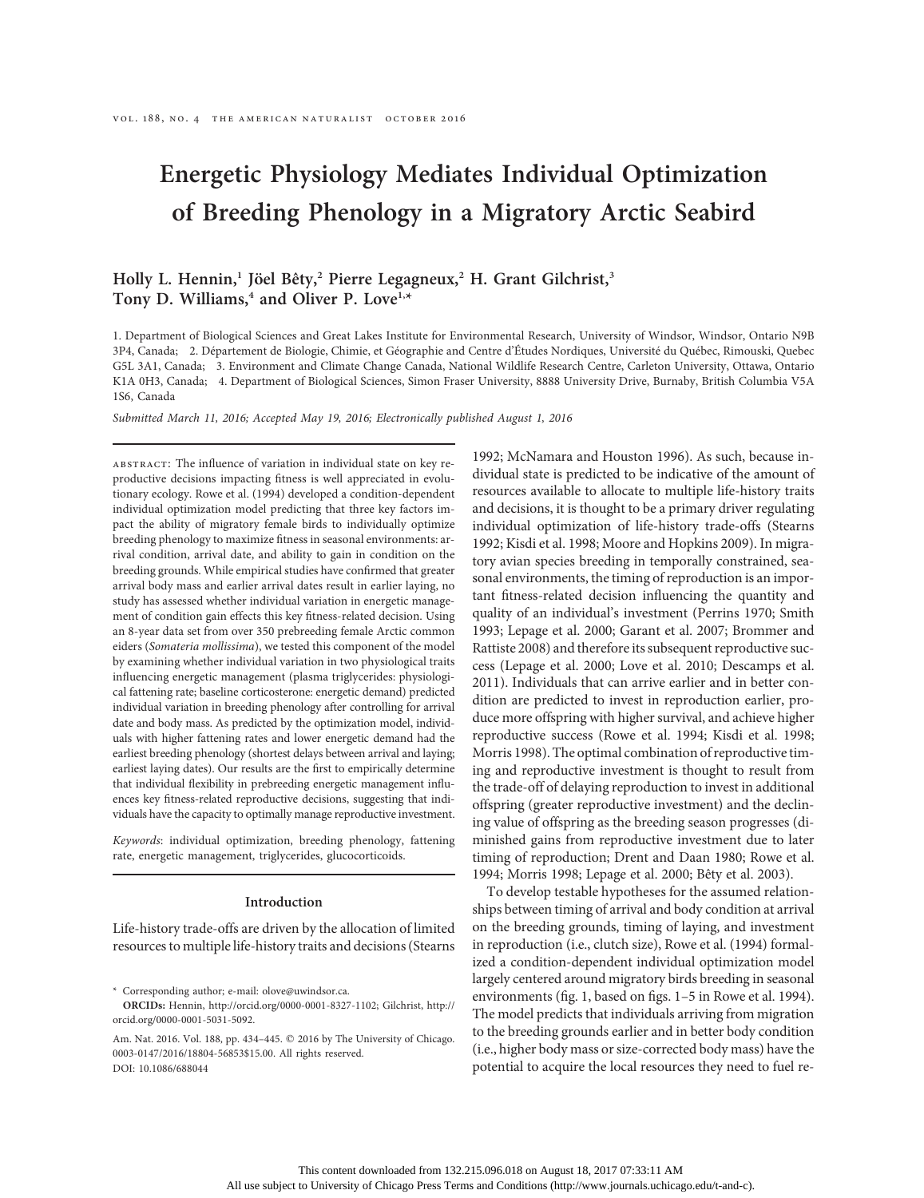# Energetic Physiology Mediates Individual Optimization of Breeding Phenology in a Migratory Arctic Seabird

**Holly L. Hennin,[1] Jöel Bêty,[2] Pierre Legagneux,[2] H. Grant Gilchrist,[3] Tony D. Williams,[4] and Oliver P. Love[1,*]**

1. Department of Biological Sciences and Great Lakes Institute for Environmental Research, University of Windsor, Windsor, Ontario N9B 3P4, Canada; 2. Département de Biologie, Chimie, et Géographie and Centre d'Études Nordiques, Université du Québec, Rimouski, Quebec G5L 3A1, Canada; 3. Environment and Climate Change Canada, National Wildlife Research Centre, Carleton University, Ottawa, Ontario K1A 0H3, Canada; 4. Department of Biological Sciences, Simon Fraser University, 8888 University Drive, Burnaby, British Columbia V5A 1S6, Canada

*Submitted March 11, 2016; Accepted May 19, 2016; Electronically published August 1, 2016*

ABSTRACT: The influence of variation in individual state on key reproductive decisions impacting fitness is well appreciated in evolutionary ecology. Rowe et al. (1994) developed a condition-dependent individual optimization model predicting that three key factors impact the ability of migratory female birds to individually optimize breeding phenology to maximize fitness in seasonal environments: arrival condition, arrival date, and ability to gain in condition on the breeding grounds. While empirical studies have confirmed that greater arrival body mass and earlier arrival dates result in earlier laying, no study has assessed whether individual variation in energetic management of condition gain effects this key fitness-related decision. Using an 8-year data set from over 350 prebreeding female Arctic common eiders (*Somateria mollissima*), we tested this component of the model by examining whether individual variation in two physiological traits influencing energetic management (plasma triglycerides: physiological fattening rate; baseline corticosterone: energetic demand) predicted individual variation in breeding phenology after controlling for arrival date and body mass. As predicted by the optimization model, individuals with higher fattening rates and lower energetic demand had the earliest breeding phenology (shortest delays between arrival and laying; earliest laying dates). Our results are the first to empirically determine that individual flexibility in prebreeding energetic management influences key fitness-related reproductive decisions, suggesting that individuals have the capacity to optimally manage reproductive investment.

*Keywords*: individual optimization, breeding phenology, fattening rate, energetic management, triglycerides, glucocorticoids.

## Introduction

Life-history trade-offs are driven by the allocation of limited resources to multiple life-history traits and decisions (Stearns 1992; McNamara and Houston 1996). As such, because individual state is predicted to be indicative of the amount of resources available to allocate to multiple life-history traits and decisions, it is thought to be a primary driver regulating individual optimization of life-history trade-offs (Stearns 1992; Kisdi et al. 1998; Moore and Hopkins 2009). In migratory avian species breeding in temporally constrained, seasonal environments, the timing of reproduction is an important fitness-related decision influencing the quantity and quality of an individual's investment (Perrins 1970; Smith 1993; Lepage et al. 2000; Garant et al. 2007; Brommer and Rattiste 2008) and therefore its subsequent reproductive success (Lepage et al. 2000; Love et al. 2010; Descamps et al. 2011). Individuals that can arrive earlier and in better condition are predicted to invest in reproduction earlier, produce more offspring with higher survival, and achieve higher reproductive success (Rowe et al. 1994; Kisdi et al. 1998; Morris 1998). The optimal combination of reproductive timing and reproductive investment is thought to result from the trade-off of delaying reproduction to invest in additional offspring (greater reproductive investment) and the declining value of offspring as the breeding season progresses (diminished gains from reproductive investment due to later timing of reproduction; Drent and Daan 1980; Rowe et al. 1994; Morris 1998; Lepage et al. 2000; Bêty et al. 2003).

To develop testable hypotheses for the assumed relationships between timing of arrival and body condition at arrival on the breeding grounds, timing of laying, and investment in reproduction (i.e., clutch size), Rowe et al. (1994) formalized a condition-dependent individual optimization model largely centered around migratory birds breeding in seasonal environments (fig. 1, based on figs. 1–5 in Rowe et al. 1994). The model predicts that individuals arriving from migration to the breeding grounds earlier and in better body condition (i.e., higher body mass or size-corrected body mass) have the potential to acquire the local resources they need to fuel re-

\* Corresponding author; e-mail: olove@uwindsor.ca.
ORCIDs: Hennin, http://orcid.org/0000-0001-8327-1102; Gilchrist, http://orcid.org/0000-0001-5031-5092.

Am. Nat. 2016. Vol. 188, pp. 434–445. © 2016 by The University of Chicago. 0003-0147/2016/18804-56853$15.00. All rights reserved.
DOI: 10.1086/688044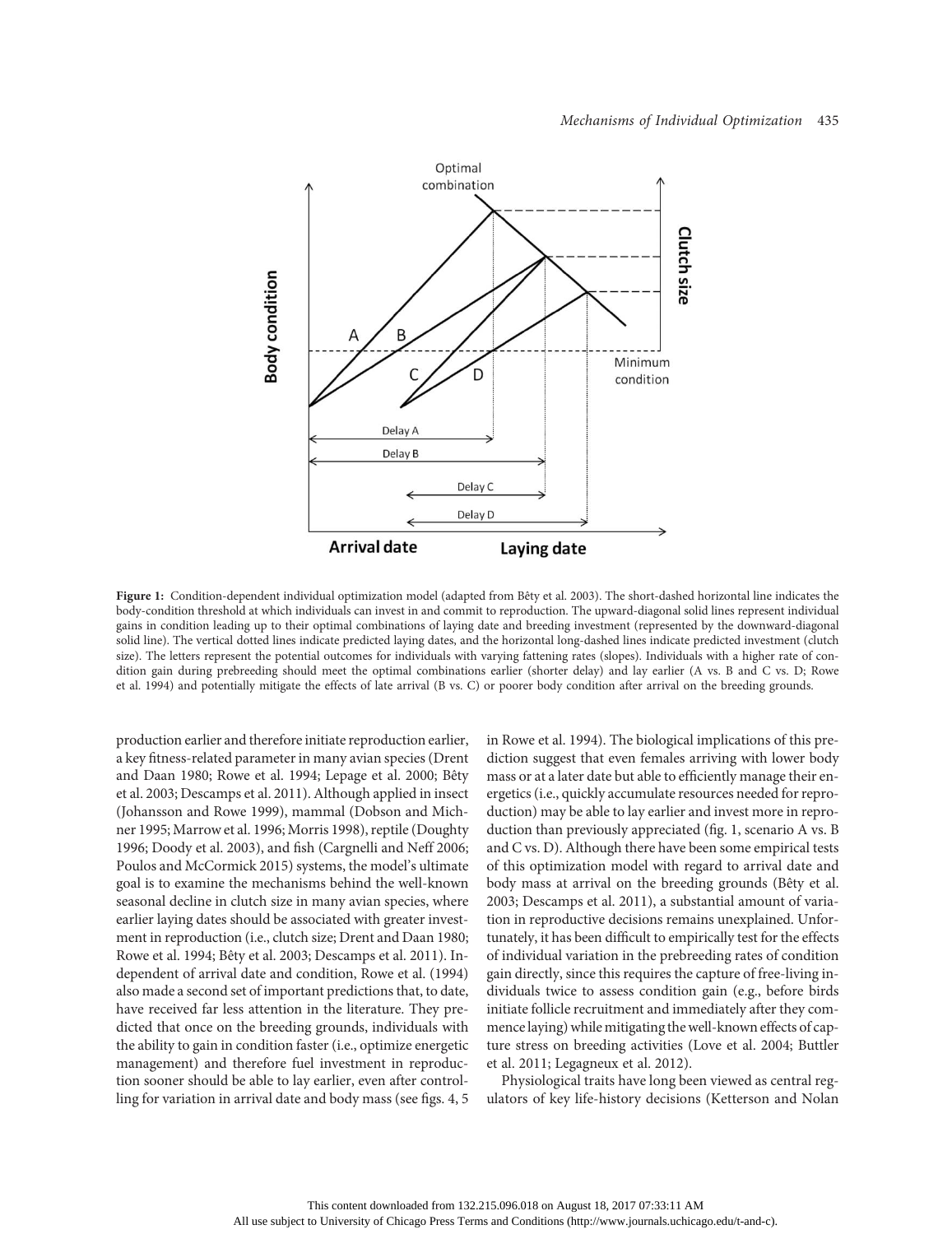Figure 1: Condition-dependent individual optimization model (adapted from Bêty et al. 2003). The short-dashed horizontal line indicates the body-condition threshold at which individuals can invest in and commit to reproduction. The upward-diagonal solid lines represent individual gains in condition leading up to their optimal combinations of laying date and breeding investment (represented by the downward-diagonal solid line). The vertical dotted lines indicate predicted laying dates, and the horizontal long-dashed lines indicate predicted investment (clutch size). The letters represent the potential outcomes for individuals with varying fattening rates (slopes). Individuals with a higher rate of condition gain during prebreeding should meet the optimal combinations earlier (shorter delay) and lay earlier (A vs. B and C vs. D; Rowe et al. 1994) and potentially mitigate the effects of late arrival (B vs. C) or poorer body condition after arrival on the breeding grounds.

production earlier and therefore initiate reproduction earlier, a key fitness-related parameter in many avian species (Drent and Daan 1980; Rowe et al. 1994; Lepage et al. 2000; Bêty et al. 2003; Descamps et al. 2011). Although applied in insect (Johansson and Rowe 1999), mammal (Dobson and Michner 1995; Marrow et al. 1996; Morris 1998), reptile (Doughty 1996; Doody et al. 2003), and fish (Cargnelli and Neff 2006; Poulos and McCormick 2015) systems, the model's ultimate goal is to examine the mechanisms behind the well-known seasonal decline in clutch size in many avian species, where earlier laying dates should be associated with greater investment in reproduction (i.e., clutch size; Drent and Daan 1980; Rowe et al. 1994; Bêty et al. 2003; Descamps et al. 2011). Independent of arrival date and condition, Rowe et al. (1994) also made a second set of important predictions that, to date, have received far less attention in the literature. They predicted that once on the breeding grounds, individuals with the ability to gain in condition faster (i.e., optimize energetic management) and therefore fuel investment in reproduction sooner should be able to lay earlier, even after controlling for variation in arrival date and body mass (see figs. 4, 5 in Rowe et al. 1994). The biological implications of this prediction suggest that even females arriving with lower body mass or at a later date but able to efficiently manage their energetics (i.e., quickly accumulate resources needed for reproduction) may be able to lay earlier and invest more in reproduction than previously appreciated (fig. 1, scenario A vs. B and C vs. D). Although there have been some empirical tests of this optimization model with regard to arrival date and body mass at arrival on the breeding grounds (Bêty et al. 2003; Descamps et al. 2011), a substantial amount of variation in reproductive decisions remains unexplained. Unfortunately, it has been difficult to empirically test for the effects of individual variation in the prebreeding rates of condition gain directly, since this requires the capture of free-living individuals twice to assess condition gain (e.g., before birds initiate follicle recruitment and immediately after they commence laying) while mitigating the well-known effects of capture stress on breeding activities (Love et al. 2004; Buttler et al. 2011; Legagneux et al. 2012).

Physiological traits have long been viewed as central regulators of key life-history decisions (Ketterson and Nolan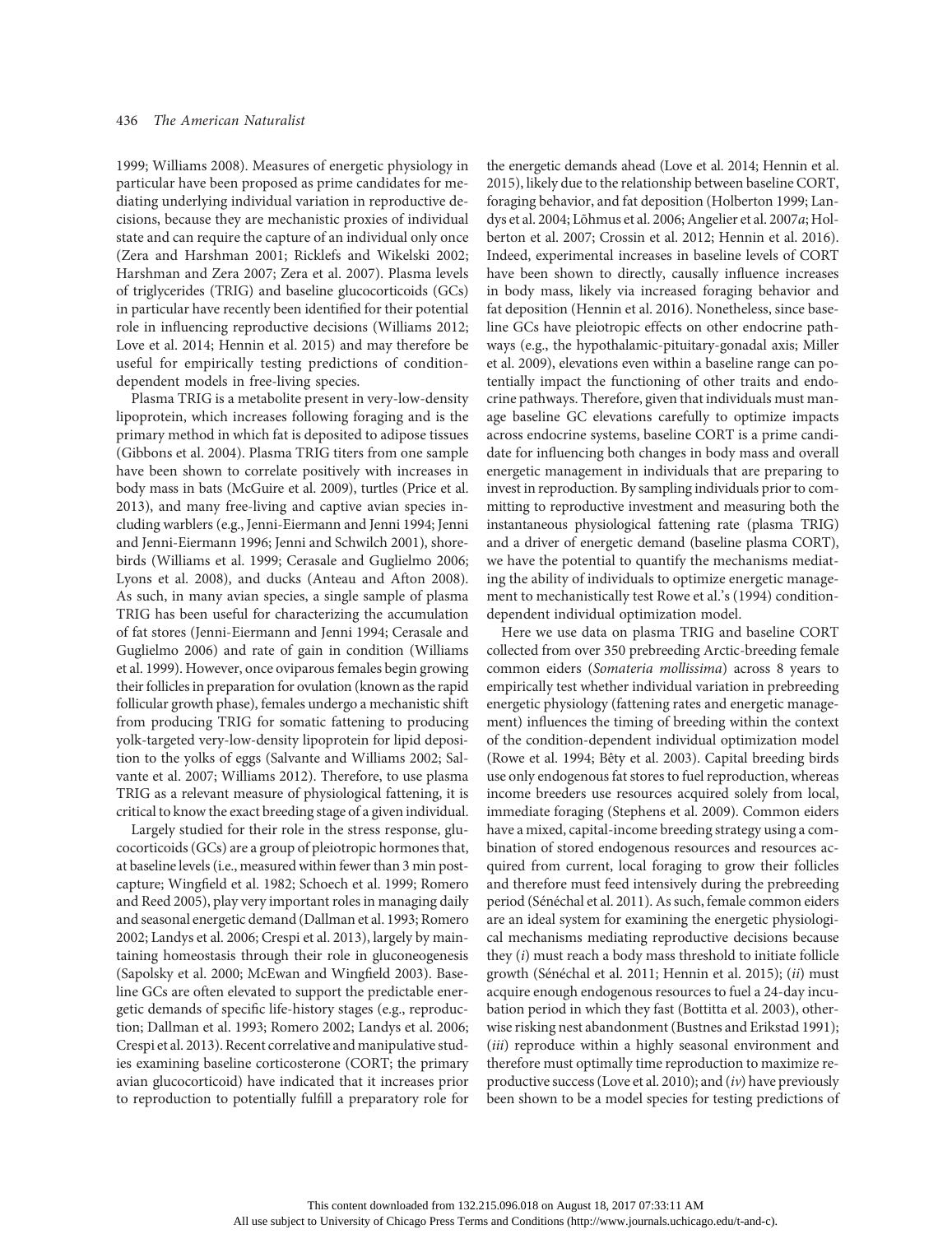1999; Williams 2008). Measures of energetic physiology in particular have been proposed as prime candidates for mediating underlying individual variation in reproductive decisions, because they are mechanistic proxies of individual state and can require the capture of an individual only once (Zera and Harshman 2001; Ricklefs and Wikelski 2002; Harshman and Zera 2007; Zera et al. 2007). Plasma levels of triglycerides (TRIG) and baseline glucocorticoids (GCs) in particular have recently been identified for their potential role in influencing reproductive decisions (Williams 2012; Love et al. 2014; Hennin et al. 2015) and may therefore be useful for empirically testing predictions of condition-dependent models in free-living species.

Plasma TRIG is a metabolite present in very-low-density lipoprotein, which increases following foraging and is the primary method in which fat is deposited to adipose tissues (Gibbons et al. 2004). Plasma TRIG titers from one sample have been shown to correlate positively with increases in body mass in bats (McGuire et al. 2009), turtles (Price et al. 2013), and many free-living and captive avian species including warblers (e.g., Jenni-Eiermann and Jenni 1994; Jenni and Jenni-Eiermann 1996; Jenni and Schwilch 2001), shorebirds (Williams et al. 1999; Cerasale and Guglielmo 2006; Lyons et al. 2008), and ducks (Anteau and Afton 2008). As such, in many avian species, a single sample of plasma TRIG has been useful for characterizing the accumulation of fat stores (Jenni-Eiermann and Jenni 1994; Cerasale and Guglielmo 2006) and rate of gain in condition (Williams et al. 1999). However, once oviparous females begin growing their follicles in preparation for ovulation (known as the rapid follicular growth phase), females undergo a mechanistic shift from producing TRIG for somatic fattening to producing yolk-targeted very-low-density lipoprotein for lipid deposition to the yolks of eggs (Salvante and Williams 2002; Salvante et al. 2007; Williams 2012). Therefore, to use plasma TRIG as a relevant measure of physiological fattening, it is critical to know the exact breeding stage of a given individual.

Largely studied for their role in the stress response, glucocorticoids (GCs) are a group of pleiotropic hormones that, at baseline levels (i.e., measured within fewer than 3 min postcapture; Wingfield et al. 1982; Schoech et al. 1999; Romero and Reed 2005), play very important roles in managing daily and seasonal energetic demand (Dallman et al. 1993; Romero 2002; Landys et al. 2006; Crespi et al. 2013), largely by maintaining homeostasis through their role in gluconeogenesis (Sapolsky et al. 2000; McEwan and Wingfield 2003). Baseline GCs are often elevated to support the predictable energetic demands of specific life-history stages (e.g., reproduction; Dallman et al. 1993; Romero 2002; Landys et al. 2006; Crespi et al. 2013). Recent correlative and manipulative studies examining baseline corticosterone (CORT; the primary avian glucocorticoid) have indicated that it increases prior to reproduction to potentially fulfill a preparatory role for the energetic demands ahead (Love et al. 2014; Hennin et al. 2015), likely due to the relationship between baseline CORT, foraging behavior, and fat deposition (Holberton 1999; Landys et al. 2004; Lõhmus et al. 2006; Angelier et al. 2007*a*; Holberton et al. 2007; Crossin et al. 2012; Hennin et al. 2016). Indeed, experimental increases in baseline levels of CORT have been shown to directly, causally influence increases in body mass, likely via increased foraging behavior and fat deposition (Hennin et al. 2016). Nonetheless, since baseline GCs have pleiotropic effects on other endocrine pathways (e.g., the hypothalamic-pituitary-gonadal axis; Miller et al. 2009), elevations even within a baseline range can potentially impact the functioning of other traits and endocrine pathways. Therefore, given that individuals must manage baseline GC elevations carefully to optimize impacts across endocrine systems, baseline CORT is a prime candidate for influencing both changes in body mass and overall energetic management in individuals that are preparing to invest in reproduction. By sampling individuals prior to committing to reproductive investment and measuring both the instantaneous physiological fattening rate (plasma TRIG) and a driver of energetic demand (baseline plasma CORT), we have the potential to quantify the mechanisms mediating the ability of individuals to optimize energetic management to mechanistically test Rowe et al.'s (1994) condition-dependent individual optimization model.

Here we use data on plasma TRIG and baseline CORT collected from over 350 prebreeding Arctic-breeding female common eiders (*Somateria mollissima*) across 8 years to empirically test whether individual variation in prebreeding energetic physiology (fattening rates and energetic management) influences the timing of breeding within the context of the condition-dependent individual optimization model (Rowe et al. 1994; Bêty et al. 2003). Capital breeding birds use only endogenous fat stores to fuel reproduction, whereas income breeders use resources acquired solely from local, immediate foraging (Stephens et al. 2009). Common eiders have a mixed, capital-income breeding strategy using a combination of stored endogenous resources and resources acquired from current, local foraging to grow their follicles and therefore must feed intensively during the prebreeding period (Sénéchal et al. 2011). As such, female common eiders are an ideal system for examining the energetic physiological mechanisms mediating reproductive decisions because they (*i*) must reach a body mass threshold to initiate follicle growth (Sénéchal et al. 2011; Hennin et al. 2015); (*ii*) must acquire enough endogenous resources to fuel a 24-day incubation period in which they fast (Bottitta et al. 2003), otherwise risking nest abandonment (Bustnes and Erikstad 1991); (*iii*) reproduce within a highly seasonal environment and therefore must optimally time reproduction to maximize reproductive success (Love et al. 2010); and (*iv*) have previously been shown to be a model species for testing predictions of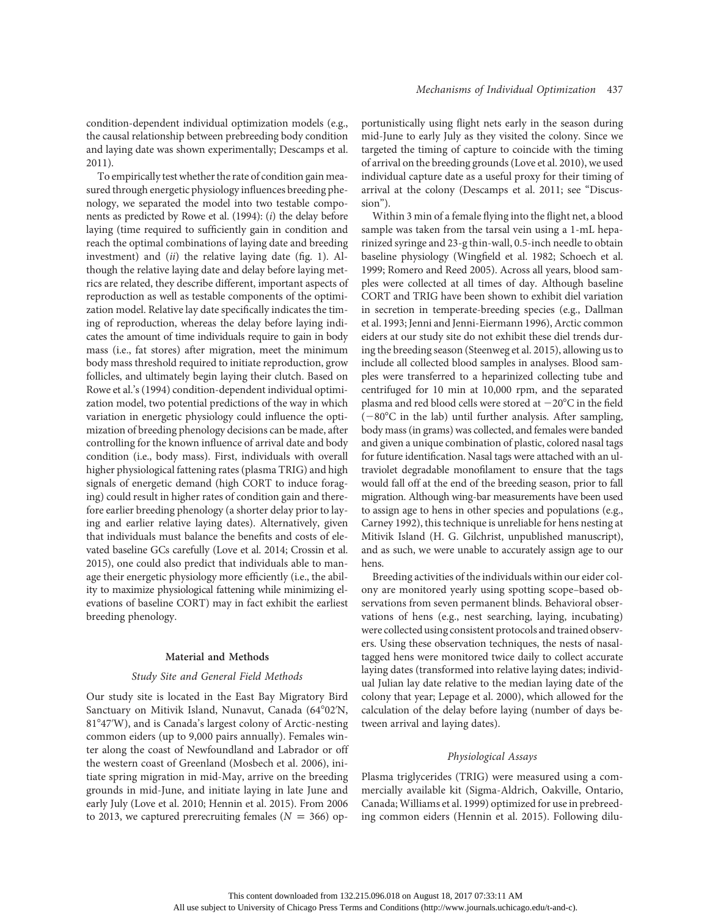condition-dependent individual optimization models (e.g., the causal relationship between prebreeding body condition and laying date was shown experimentally; Descamps et al. 2011).

To empirically test whether the rate of condition gain measured through energetic physiology influences breeding phenology, we separated the model into two testable components as predicted by Rowe et al. (1994): (*i*) the delay before laying (time required to sufficiently gain in condition and reach the optimal combinations of laying date and breeding investment) and (*ii*) the relative laying date (fig. 1). Although the relative laying date and delay before laying metrics are related, they describe different, important aspects of reproduction as well as testable components of the optimization model. Relative lay date specifically indicates the timing of reproduction, whereas the delay before laying indicates the amount of time individuals require to gain in body mass (i.e., fat stores) after migration, meet the minimum body mass threshold required to initiate reproduction, grow follicles, and ultimately begin laying their clutch. Based on Rowe et al.'s (1994) condition-dependent individual optimization model, two potential predictions of the way in which variation in energetic physiology could influence the optimization of breeding phenology decisions can be made, after controlling for the known influence of arrival date and body condition (i.e., body mass). First, individuals with overall higher physiological fattening rates (plasma TRIG) and high signals of energetic demand (high CORT to induce foraging) could result in higher rates of condition gain and therefore earlier breeding phenology (a shorter delay prior to laying and earlier relative laying dates). Alternatively, given that individuals must balance the benefits and costs of elevated baseline GCs carefully (Love et al. 2014; Crossin et al. 2015), one could also predict that individuals able to manage their energetic physiology more efficiently (i.e., the ability to maximize physiological fattening while minimizing elevations of baseline CORT) may in fact exhibit the earliest breeding phenology.

## Material and Methods

### *Study Site and General Field Methods*

Our study site is located in the East Bay Migratory Bird Sanctuary on Mitivik Island, Nunavut, Canada (64°02′N, 81°47′W), and is Canada's largest colony of Arctic-nesting common eiders (up to 9,000 pairs annually). Females winter along the coast of Newfoundland and Labrador or off the western coast of Greenland (Mosbech et al. 2006), initiate spring migration in mid-May, arrive on the breeding grounds in mid-June, and initiate laying in late June and early July (Love et al. 2010; Hennin et al. 2015). From 2006 to 2013, we captured prerecruiting females ($N = 366$) opportunistically using flight nets early in the season during mid-June to early July as they visited the colony. Since we targeted the timing of capture to coincide with the timing of arrival on the breeding grounds (Love et al. 2010), we used individual capture date as a useful proxy for their timing of arrival at the colony (Descamps et al. 2011; see "Discussion").

Within 3 min of a female flying into the flight net, a blood sample was taken from the tarsal vein using a 1-mL heparinized syringe and 23-g thin-wall, 0.5-inch needle to obtain baseline physiology (Wingfield et al. 1982; Schoech et al. 1999; Romero and Reed 2005). Across all years, blood samples were collected at all times of day. Although baseline CORT and TRIG have been shown to exhibit diel variation in secretion in temperate-breeding species (e.g., Dallman et al. 1993; Jenni and Jenni-Eiermann 1996), Arctic common eiders at our study site do not exhibit these diel trends during the breeding season (Steenweg et al. 2015), allowing us to include all collected blood samples in analyses. Blood samples were transferred to a heparinized collecting tube and centrifuged for 10 min at 10,000 rpm, and the separated plasma and red blood cells were stored at −20°C in the field (−80°C in the lab) until further analysis. After sampling, body mass (in grams) was collected, and females were banded and given a unique combination of plastic, colored nasal tags for future identification. Nasal tags were attached with an ultraviolet degradable monofilament to ensure that the tags would fall off at the end of the breeding season, prior to fall migration. Although wing-bar measurements have been used to assign age to hens in other species and populations (e.g., Carney 1992), this technique is unreliable for hens nesting at Mitivik Island (H. G. Gilchrist, unpublished manuscript), and as such, we were unable to accurately assign age to our hens.

Breeding activities of the individuals within our eider colony are monitored yearly using spotting scope–based observations from seven permanent blinds. Behavioral observations of hens (e.g., nest searching, laying, incubating) were collected using consistent protocols and trained observers. Using these observation techniques, the nests of nasal-tagged hens were monitored twice daily to collect accurate laying dates (transformed into relative laying dates; individual Julian lay date relative to the median laying date of the colony that year; Lepage et al. 2000), which allowed for the calculation of the delay before laying (number of days between arrival and laying dates).

### *Physiological Assays*

Plasma triglycerides (TRIG) were measured using a commercially available kit (Sigma-Aldrich, Oakville, Ontario, Canada; Williams et al. 1999) optimized for use in prebreeding common eiders (Hennin et al. 2015). Following dilu-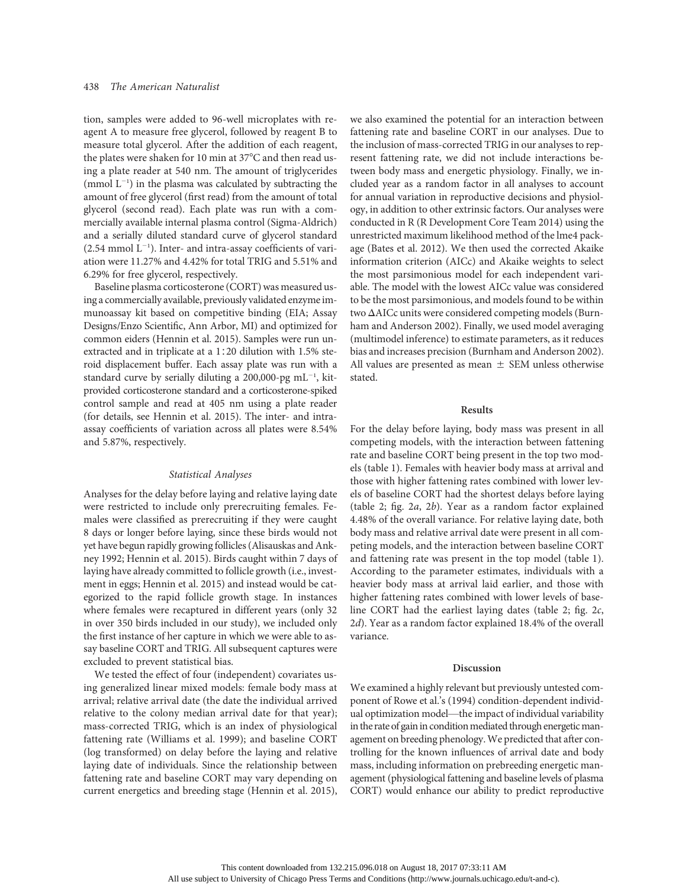tion, samples were added to 96-well microplates with reagent A to measure free glycerol, followed by reagent B to measure total glycerol. After the addition of each reagent, the plates were shaken for 10 min at 37°C and then read using a plate reader at 540 nm. The amount of triglycerides (mmol $L^{-1}$) in the plasma was calculated by subtracting the amount of free glycerol (first read) from the amount of total glycerol (second read). Each plate was run with a commercially available internal plasma control (Sigma-Aldrich) and a serially diluted standard curve of glycerol standard (2.54 mmol $L^{-1}$). Inter- and intra-assay coefficients of variation were 11.27% and 4.42% for total TRIG and 5.51% and 6.29% for free glycerol, respectively.

Baseline plasma corticosterone (CORT) was measured using a commercially available, previously validated enzyme immunoassay kit based on competitive binding (EIA; Assay Designs/Enzo Scientific, Ann Arbor, MI) and optimized for common eiders (Hennin et al. 2015). Samples were run unextracted and in triplicate at a 1∶20 dilution with 1.5% steroid displacement buffer. Each assay plate was run with a standard curve by serially diluting a 200,000-pg $mL^{-1}$, kit-provided corticosterone standard and a corticosterone-spiked control sample and read at 405 nm using a plate reader (for details, see Hennin et al. 2015). The inter- and intra-assay coefficients of variation across all plates were 8.54% and 5.87%, respectively.

### *Statistical Analyses*

Analyses for the delay before laying and relative laying date were restricted to include only prerecruiting females. Females were classified as prerecruiting if they were caught 8 days or longer before laying, since these birds would not yet have begun rapidly growing follicles (Alisauskas and Ankney 1992; Hennin et al. 2015). Birds caught within 7 days of laying have already committed to follicle growth (i.e., investment in eggs; Hennin et al. 2015) and instead would be categorized to the rapid follicle growth stage. In instances where females were recaptured in different years (only 32 in over 350 birds included in our study), we included only the first instance of her capture in which we were able to assay baseline CORT and TRIG. All subsequent captures were excluded to prevent statistical bias.

We tested the effect of four (independent) covariates using generalized linear mixed models: female body mass at arrival; relative arrival date (the date the individual arrived relative to the colony median arrival date for that year); mass-corrected TRIG, which is an index of physiological fattening rate (Williams et al. 1999); and baseline CORT (log transformed) on delay before the laying and relative laying date of individuals. Since the relationship between fattening rate and baseline CORT may vary depending on current energetics and breeding stage (Hennin et al. 2015), we also examined the potential for an interaction between fattening rate and baseline CORT in our analyses. Due to the inclusion of mass-corrected TRIG in our analyses to represent fattening rate, we did not include interactions between body mass and energetic physiology. Finally, we included year as a random factor in all analyses to account for annual variation in reproductive decisions and physiology, in addition to other extrinsic factors. Our analyses were conducted in R (R Development Core Team 2014) using the unrestricted maximum likelihood method of the lme4 package (Bates et al. 2012). We then used the corrected Akaike information criterion (AICc) and Akaike weights to select the most parsimonious model for each independent variable. The model with the lowest AICc value was considered to be the most parsimonious, and models found to be within two ΔAICc units were considered competing models (Burnham and Anderson 2002). Finally, we used model averaging (multimodel inference) to estimate parameters, as it reduces bias and increases precision (Burnham and Anderson 2002). All values are presented as mean ± SEM unless otherwise stated.

## Results

For the delay before laying, body mass was present in all competing models, with the interaction between fattening rate and baseline CORT being present in the top two models (table 1). Females with heavier body mass at arrival and those with higher fattening rates combined with lower levels of baseline CORT had the shortest delays before laying (table 2; fig. 2*a*, 2*b*). Year as a random factor explained 4.48% of the overall variance. For relative laying date, both body mass and relative arrival date were present in all competing models, and the interaction between baseline CORT and fattening rate was present in the top model (table 1). According to the parameter estimates, individuals with a heavier body mass at arrival laid earlier, and those with higher fattening rates combined with lower levels of baseline CORT had the earliest laying dates (table 2; fig. 2*c*, 2*d*). Year as a random factor explained 18.4% of the overall variance.

## Discussion

We examined a highly relevant but previously untested component of Rowe et al.'s (1994) condition-dependent individual optimization model—the impact of individual variability in the rate of gain in condition mediated through energetic management on breeding phenology. We predicted that after controlling for the known influences of arrival date and body mass, including information on prebreeding energetic management (physiological fattening and baseline levels of plasma CORT) would enhance our ability to predict reproductive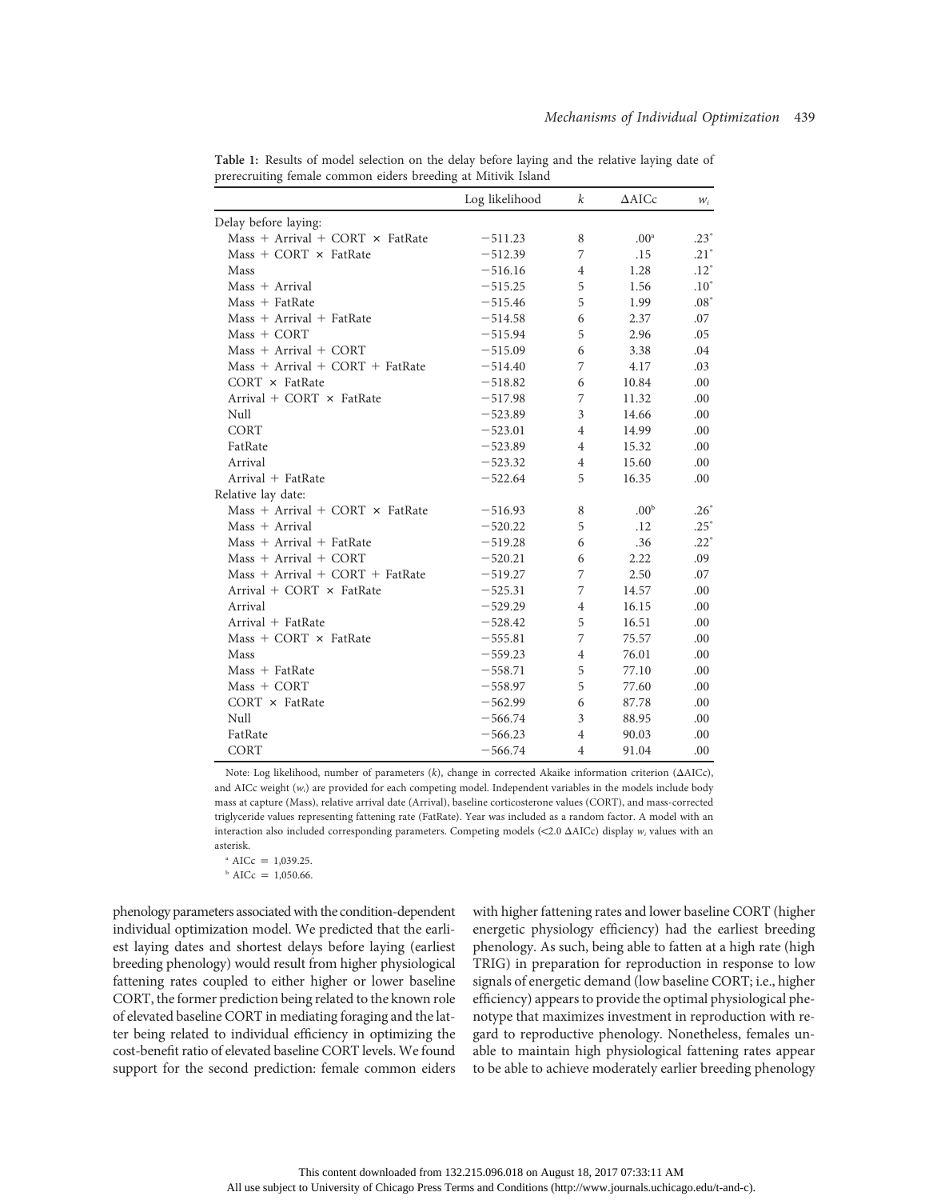**Table 1:** Results of model selection on the delay before laying and the relative laying date of prerecruiting female common eiders breeding at Mitivik Island

| | Log likelihood | $k$ | ΔAICc | $w_i$ |
|---|---|---|---|---|
| Delay before laying: | | | | |
| Mass + Arrival + CORT × FatRate | −511.23 | 8 | .00[a] | .23* |
| Mass + CORT × FatRate | −512.39 | 7 | .15 | .21* |
| Mass | −516.16 | 4 | 1.28 | .12* |
| Mass + Arrival | −515.25 | 5 | 1.56 | .10* |
| Mass + FatRate | −515.46 | 5 | 1.99 | .08* |
| Mass + Arrival + FatRate | −514.58 | 6 | 2.37 | .07 |
| Mass + CORT | −515.94 | 5 | 2.96 | .05 |
| Mass + Arrival + CORT | −515.09 | 6 | 3.38 | .04 |
| Mass + Arrival + CORT + FatRate | −514.40 | 7 | 4.17 | .03 |
| CORT × FatRate | −518.82 | 6 | 10.84 | .00 |
| Arrival + CORT × FatRate | −517.98 | 7 | 11.32 | .00 |
| Null | −523.89 | 3 | 14.66 | .00 |
| CORT | −523.01 | 4 | 14.99 | .00 |
| FatRate | −523.89 | 4 | 15.32 | .00 |
| Arrival | −523.32 | 4 | 15.60 | .00 |
| Arrival + FatRate | −522.64 | 5 | 16.35 | .00 |
| Relative lay date: | | | | |
| Mass + Arrival + CORT × FatRate | −516.93 | 8 | .00[b] | .26* |
| Mass + Arrival | −520.22 | 5 | .12 | .25* |
| Mass + Arrival + FatRate | −519.28 | 6 | .36 | .22* |
| Mass + Arrival + CORT | −520.21 | 6 | 2.22 | .09 |
| Mass + Arrival + CORT + FatRate | −519.27 | 7 | 2.50 | .07 |
| Arrival + CORT × FatRate | −525.31 | 7 | 14.57 | .00 |
| Arrival | −529.29 | 4 | 16.15 | .00 |
| Arrival + FatRate | −528.42 | 5 | 16.51 | .00 |
| Mass + CORT × FatRate | −555.81 | 7 | 75.57 | .00 |
| Mass | −559.23 | 4 | 76.01 | .00 |
| Mass + FatRate | −558.71 | 5 | 77.10 | .00 |
| Mass + CORT | −558.97 | 5 | 77.60 | .00 |
| CORT × FatRate | −562.99 | 6 | 87.78 | .00 |
| Null | −566.74 | 3 | 88.95 | .00 |
| FatRate | −566.23 | 4 | 90.03 | .00 |
| CORT | −566.74 | 4 | 91.04 | .00 |

Note: Log likelihood, number of parameters ($k$), change in corrected Akaike information criterion (ΔAICc), and AICc weight ($w_i$) are provided for each competing model. Independent variables in the models include body mass at capture (Mass), relative arrival date (Arrival), baseline corticosterone values (CORT), and mass-corrected triglyceride values representing fattening rate (FatRate). Year was included as a random factor. A model with an interaction also included corresponding parameters. Competing models (<2.0 ΔAICc) display $w_i$ values with an asterisk.

[a] AICc = 1,039.25.

[b] AICc = 1,050.66.

phenology parameters associated with the condition-dependent individual optimization model. We predicted that the earliest laying dates and shortest delays before laying (earliest breeding phenology) would result from higher physiological fattening rates coupled to either higher or lower baseline CORT, the former prediction being related to the known role of elevated baseline CORT in mediating foraging and the latter being related to individual efficiency in optimizing the cost-benefit ratio of elevated baseline CORT levels. We found support for the second prediction: female common eiders with higher fattening rates and lower baseline CORT (higher energetic physiology efficiency) had the earliest breeding phenology. As such, being able to fatten at a high rate (high TRIG) in preparation for reproduction in response to low signals of energetic demand (low baseline CORT; i.e., higher efficiency) appears to provide the optimal physiological phenotype that maximizes investment in reproduction with regard to reproductive phenology. Nonetheless, females unable to maintain high physiological fattening rates appear to be able to achieve moderately earlier breeding phenology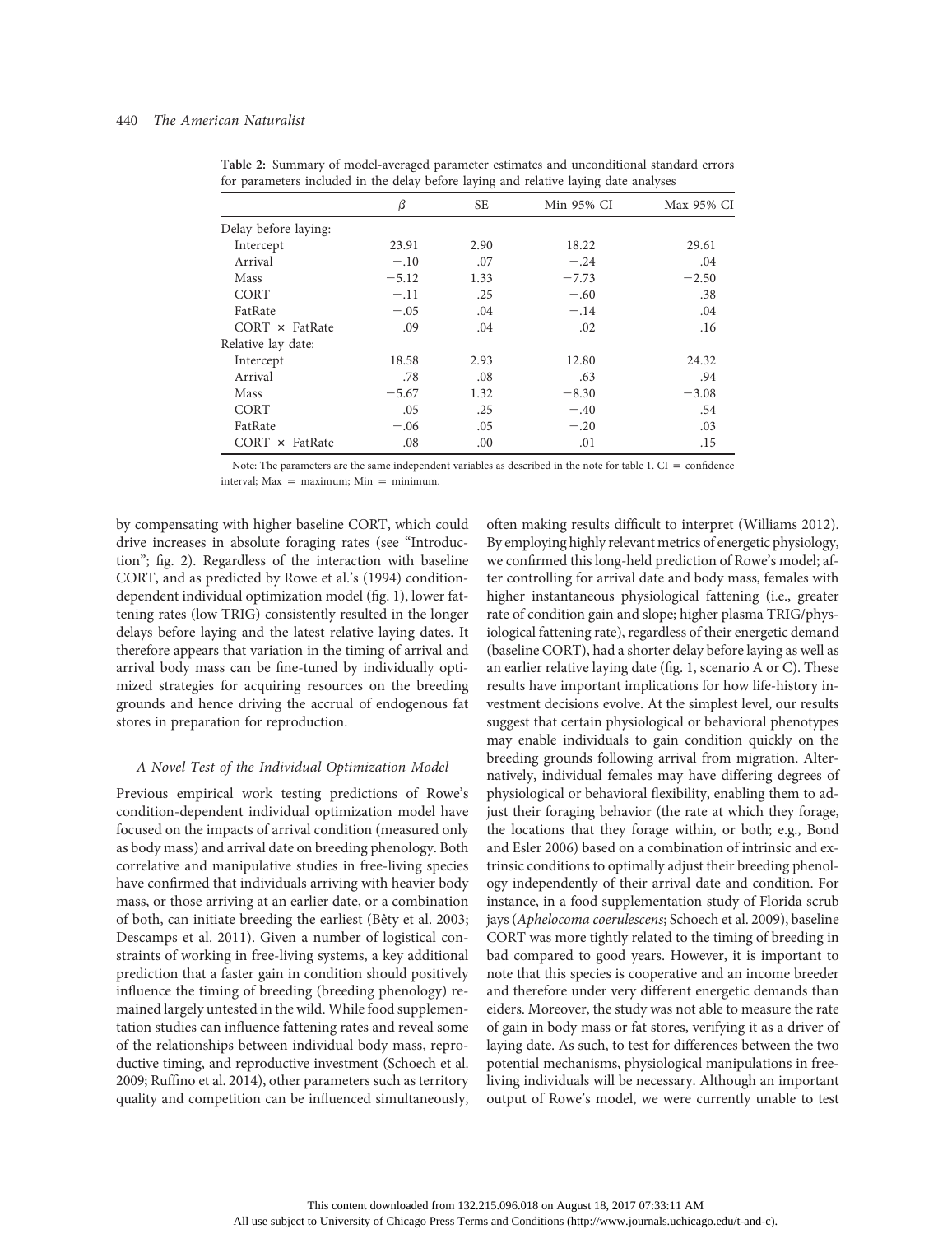**Table 2:** Summary of model-averaged parameter estimates and unconditional standard errors for parameters included in the delay before laying and relative laying date analyses

| | $\beta$ | SE | Min 95% CI | Max 95% CI |
|---|---|---|---|---|
| Delay before laying: | | | | |
| Intercept | 23.91 | 2.90 | 18.22 | 29.61 |
| Arrival | −.10 | .07 | −.24 | .04 |
| Mass | −5.12 | 1.33 | −7.73 | −2.50 |
| CORT | −.11 | .25 | −.60 | .38 |
| FatRate | −.05 | .04 | −.14 | .04 |
| CORT × FatRate | .09 | .04 | .02 | .16 |
| Relative lay date: | | | | |
| Intercept | 18.58 | 2.93 | 12.80 | 24.32 |
| Arrival | .78 | .08 | .63 | .94 |
| Mass | −5.67 | 1.32 | −8.30 | −3.08 |
| CORT | .05 | .25 | −.40 | .54 |
| FatRate | −.06 | .05 | −.20 | .03 |
| CORT × FatRate | .08 | .00 | .01 | .15 |

Note: The parameters are the same independent variables as described in the note for table 1. CI = confidence interval; Max = maximum; Min = minimum.

by compensating with higher baseline CORT, which could drive increases in absolute foraging rates (see "Introduction"; fig. 2). Regardless of the interaction with baseline CORT, and as predicted by Rowe et al.'s (1994) condition-dependent individual optimization model (fig. 1), lower fattening rates (low TRIG) consistently resulted in the longer delays before laying and the latest relative laying dates. It therefore appears that variation in the timing of arrival and arrival body mass can be fine-tuned by individually optimized strategies for acquiring resources on the breeding grounds and hence driving the accrual of endogenous fat stores in preparation for reproduction.

### *A Novel Test of the Individual Optimization Model*

Previous empirical work testing predictions of Rowe's condition-dependent individual optimization model have focused on the impacts of arrival condition (measured only as body mass) and arrival date on breeding phenology. Both correlative and manipulative studies in free-living species have confirmed that individuals arriving with heavier body mass, or those arriving at an earlier date, or a combination of both, can initiate breeding the earliest (Bêty et al. 2003; Descamps et al. 2011). Given a number of logistical constraints of working in free-living systems, a key additional prediction that a faster gain in condition should positively influence the timing of breeding (breeding phenology) remained largely untested in the wild. While food supplementation studies can influence fattening rates and reveal some of the relationships between individual body mass, reproductive timing, and reproductive investment (Schoech et al. 2009; Ruffino et al. 2014), other parameters such as territory quality and competition can be influenced simultaneously, often making results difficult to interpret (Williams 2012). By employing highly relevant metrics of energetic physiology, we confirmed this long-held prediction of Rowe's model; after controlling for arrival date and body mass, females with higher instantaneous physiological fattening (i.e., greater rate of condition gain and slope; higher plasma TRIG/physiological fattening rate), regardless of their energetic demand (baseline CORT), had a shorter delay before laying as well as an earlier relative laying date (fig. 1, scenario A or C). These results have important implications for how life-history investment decisions evolve. At the simplest level, our results suggest that certain physiological or behavioral phenotypes may enable individuals to gain condition quickly on the breeding grounds following arrival from migration. Alternatively, individual females may have differing degrees of physiological or behavioral flexibility, enabling them to adjust their foraging behavior (the rate at which they forage, the locations that they forage within, or both; e.g., Bond and Esler 2006) based on a combination of intrinsic and extrinsic conditions to optimally adjust their breeding phenology independently of their arrival date and condition. For instance, in a food supplementation study of Florida scrub jays (*Aphelocoma coerulescens*; Schoech et al. 2009), baseline CORT was more tightly related to the timing of breeding in bad compared to good years. However, it is important to note that this species is cooperative and an income breeder and therefore under very different energetic demands than eiders. Moreover, the study was not able to measure the rate of gain in body mass or fat stores, verifying it as a driver of laying date. As such, to test for differences between the two potential mechanisms, physiological manipulations in free-living individuals will be necessary. Although an important output of Rowe's model, we were currently unable to test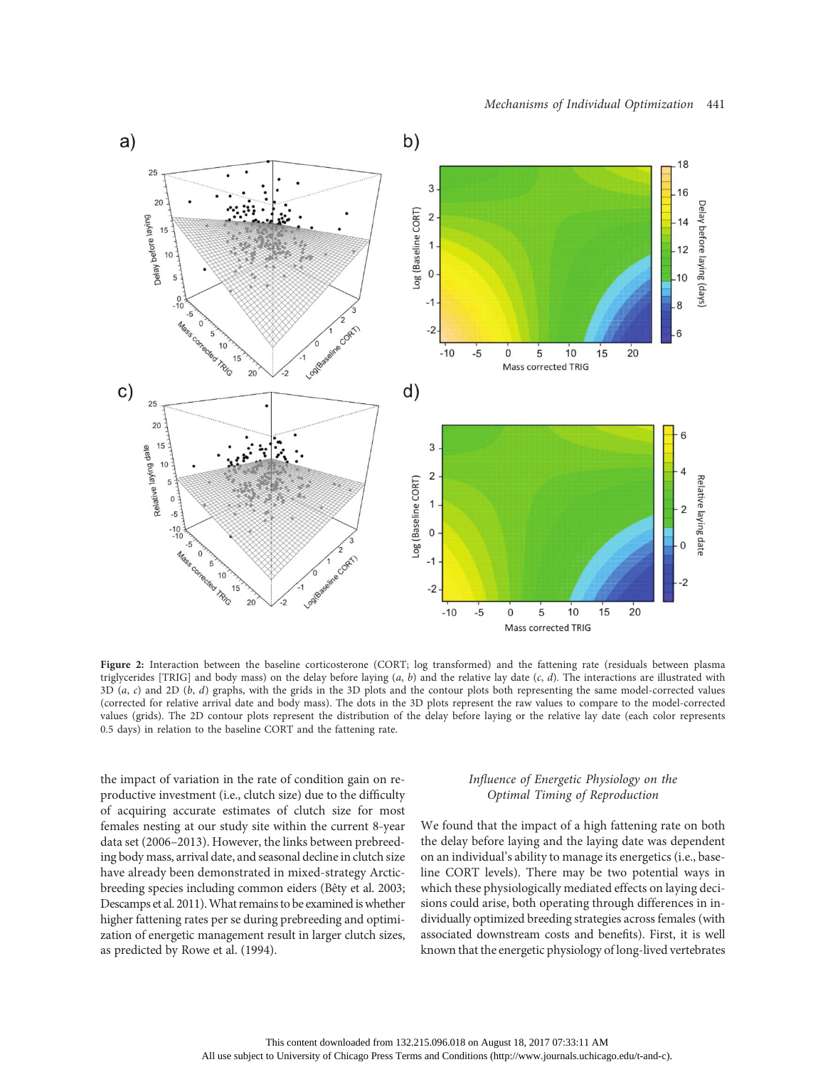**Figure 2:** Interaction between the baseline corticosterone (CORT; log transformed) and the fattening rate (residuals between plasma triglycerides [TRIG] and body mass) on the delay before laying (*a*, *b*) and the relative lay date (*c*, *d*). The interactions are illustrated with 3D (*a*, *c*) and 2D (*b*, *d*) graphs, with the grids in the 3D plots and the contour plots both representing the same model-corrected values (corrected for relative arrival date and body mass). The dots in the 3D plots represent the raw values to compare to the model-corrected values (grids). The 2D contour plots represent the distribution of the delay before laying or the relative lay date (each color represents 0.5 days) in relation to the baseline CORT and the fattening rate.

the impact of variation in the rate of condition gain on reproductive investment (i.e., clutch size) due to the difficulty of acquiring accurate estimates of clutch size for most females nesting at our study site within the current 8-year data set (2006–2013). However, the links between prebreeding body mass, arrival date, and seasonal decline in clutch size have already been demonstrated in mixed-strategy Arctic-breeding species including common eiders (Bêty et al. 2003; Descamps et al. 2011). What remains to be examined is whether higher fattening rates per se during prebreeding and optimization of energetic management result in larger clutch sizes, as predicted by Rowe et al. (1994).

### *Influence of Energetic Physiology on the Optimal Timing of Reproduction*

We found that the impact of a high fattening rate on both the delay before laying and the laying date was dependent on an individual's ability to manage its energetics (i.e., baseline CORT levels). There may be two potential ways in which these physiologically mediated effects on laying decisions could arise, both operating through differences in individually optimized breeding strategies across females (with associated downstream costs and benefits). First, it is well known that the energetic physiology of long-lived vertebrates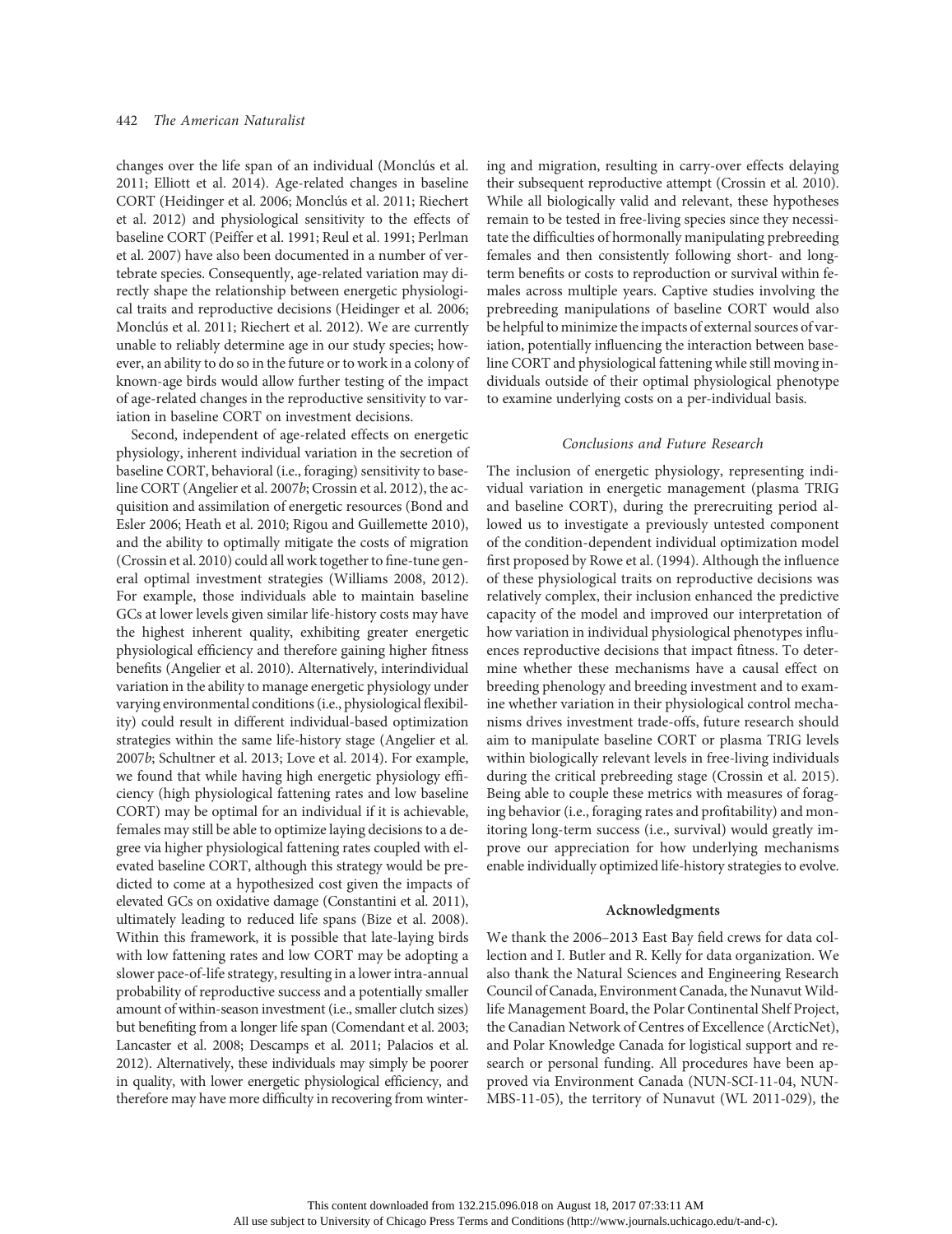changes over the life span of an individual (Monclús et al. 2011; Elliott et al. 2014). Age-related changes in baseline CORT (Heidinger et al. 2006; Monclús et al. 2011; Riechert et al. 2012) and physiological sensitivity to the effects of baseline CORT (Peiffer et al. 1991; Reul et al. 1991; Perlman et al. 2007) have also been documented in a number of vertebrate species. Consequently, age-related variation may directly shape the relationship between energetic physiological traits and reproductive decisions (Heidinger et al. 2006; Monclús et al. 2011; Riechert et al. 2012). We are currently unable to reliably determine age in our study species; however, an ability to do so in the future or to work in a colony of known-age birds would allow further testing of the impact of age-related changes in the reproductive sensitivity to variation in baseline CORT on investment decisions.

Second, independent of age-related effects on energetic physiology, inherent individual variation in the secretion of baseline CORT, behavioral (i.e., foraging) sensitivity to baseline CORT (Angelier et al. 2007*b*; Crossin et al. 2012), the acquisition and assimilation of energetic resources (Bond and Esler 2006; Heath et al. 2010; Rigou and Guillemette 2010), and the ability to optimally mitigate the costs of migration (Crossin et al. 2010) could all work together to fine-tune general optimal investment strategies (Williams 2008, 2012). For example, those individuals able to maintain baseline GCs at lower levels given similar life-history costs may have the highest inherent quality, exhibiting greater energetic physiological efficiency and therefore gaining higher fitness benefits (Angelier et al. 2010). Alternatively, interindividual variation in the ability to manage energetic physiology under varying environmental conditions (i.e., physiological flexibility) could result in different individual-based optimization strategies within the same life-history stage (Angelier et al. 2007*b*; Schultner et al. 2013; Love et al. 2014). For example, we found that while having high energetic physiology efficiency (high physiological fattening rates and low baseline CORT) may be optimal for an individual if it is achievable, females may still be able to optimize laying decisions to a degree via higher physiological fattening rates coupled with elevated baseline CORT, although this strategy would be predicted to come at a hypothesized cost given the impacts of elevated GCs on oxidative damage (Constantini et al. 2011), ultimately leading to reduced life spans (Bize et al. 2008). Within this framework, it is possible that late-laying birds with low fattening rates and low CORT may be adopting a slower pace-of-life strategy, resulting in a lower intra-annual probability of reproductive success and a potentially smaller amount of within-season investment (i.e., smaller clutch sizes) but benefiting from a longer life span (Comendant et al. 2003; Lancaster et al. 2008; Descamps et al. 2011; Palacios et al. 2012). Alternatively, these individuals may simply be poorer in quality, with lower energetic physiological efficiency, and therefore may have more difficulty in recovering from wintering and migration, resulting in carry-over effects delaying their subsequent reproductive attempt (Crossin et al. 2010). While all biologically valid and relevant, these hypotheses remain to be tested in free-living species since they necessitate the difficulties of hormonally manipulating prebreeding females and then consistently following short- and long-term benefits or costs to reproduction or survival within females across multiple years. Captive studies involving the prebreeding manipulations of baseline CORT would also be helpful to minimize the impacts of external sources of variation, potentially influencing the interaction between baseline CORT and physiological fattening while still moving individuals outside of their optimal physiological phenotype to examine underlying costs on a per-individual basis.

## *Conclusions and Future Research*

The inclusion of energetic physiology, representing individual variation in energetic management (plasma TRIG and baseline CORT), during the prerecruiting period allowed us to investigate a previously untested component of the condition-dependent individual optimization model first proposed by Rowe et al. (1994). Although the influence of these physiological traits on reproductive decisions was relatively complex, their inclusion enhanced the predictive capacity of the model and improved our interpretation of how variation in individual physiological phenotypes influences reproductive decisions that impact fitness. To determine whether these mechanisms have a causal effect on breeding phenology and breeding investment and to examine whether variation in their physiological control mechanisms drives investment trade-offs, future research should aim to manipulate baseline CORT or plasma TRIG levels within biologically relevant levels in free-living individuals during the critical prebreeding stage (Crossin et al. 2015). Being able to couple these metrics with measures of foraging behavior (i.e., foraging rates and profitability) and monitoring long-term success (i.e., survival) would greatly improve our appreciation for how underlying mechanisms enable individually optimized life-history strategies to evolve.

## Acknowledgments

We thank the 2006–2013 East Bay field crews for data collection and I. Butler and R. Kelly for data organization. We also thank the Natural Sciences and Engineering Research Council of Canada, Environment Canada, the Nunavut Wildlife Management Board, the Polar Continental Shelf Project, the Canadian Network of Centres of Excellence (ArcticNet), and Polar Knowledge Canada for logistical support and research or personal funding. All procedures have been approved via Environment Canada (NUN-SCI-11-04, NUN-MBS-11-05), the territory of Nunavut (WL 2011-029), the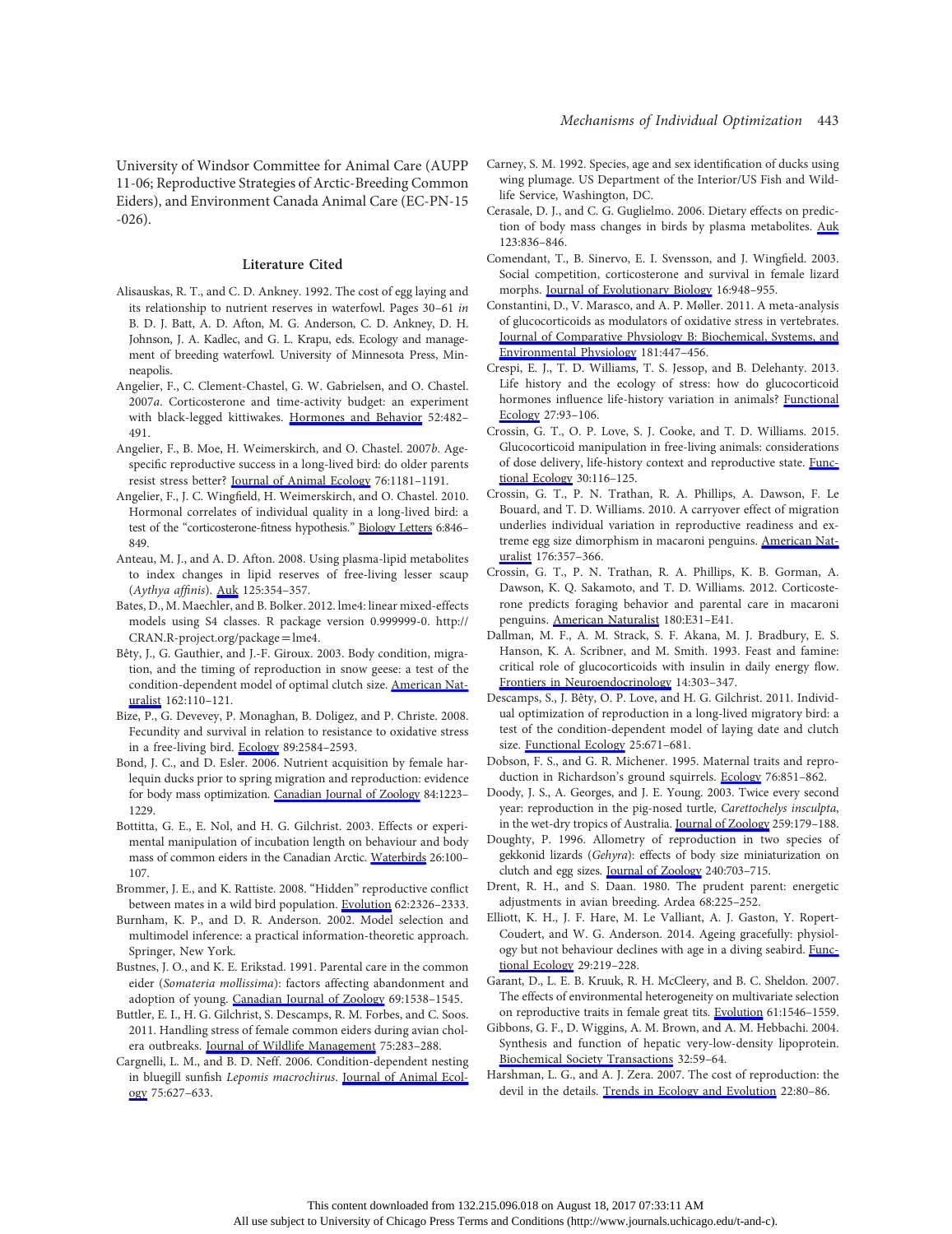University of Windsor Committee for Animal Care (AUPP 11-06; Reproductive Strategies of Arctic-Breeding Common Eiders), and Environment Canada Animal Care (EC-PN-15-026).

## Literature Cited

Alisauskas, R. T., and C. D. Ankney. 1992. The cost of egg laying and its relationship to nutrient reserves in waterfowl. Pages 30–61 *in* B. D. J. Batt, A. D. Afton, M. G. Anderson, C. D. Ankney, D. H. Johnson, J. A. Kadlec, and G. L. Krapu, eds. Ecology and management of breeding waterfowl. University of Minnesota Press, Minneapolis.

Angelier, F., C. Clement-Chastel, G. W. Gabrielsen, and O. Chastel. 2007*a*. Corticosterone and time-activity budget: an experiment with black-legged kittiwakes. Hormones and Behavior 52:482–491.

Angelier, F., B. Moe, H. Weimerskirch, and O. Chastel. 2007*b*. Age-specific reproductive success in a long-lived bird: do older parents resist stress better? Journal of Animal Ecology 76:1181–1191.

Angelier, F., J. C. Wingfield, H. Weimerskirch, and O. Chastel. 2010. Hormonal correlates of individual quality in a long-lived bird: a test of the "corticosterone-fitness hypothesis." Biology Letters 6:846–849.

Anteau, M. J., and A. D. Afton. 2008. Using plasma-lipid metabolites to index changes in lipid reserves of free-living lesser scaup (*Aythya affinis*). Auk 125:354–357.

Bates, D., M. Maechler, and B. Bolker. 2012. lme4: linear mixed-effects models using S4 classes. R package version 0.999999-0. http://CRAN.R-project.org/package=lme4.

Bêty, J., G. Gauthier, and J.-F. Giroux. 2003. Body condition, migration, and the timing of reproduction in snow geese: a test of the condition-dependent model of optimal clutch size. American Naturalist 162:110–121.

Bize, P., G. Devevey, P. Monaghan, B. Doligez, and P. Christe. 2008. Fecundity and survival in relation to resistance to oxidative stress in a free-living bird. Ecology 89:2584–2593.

Bond, J. C., and D. Esler. 2006. Nutrient acquisition by female harlequin ducks prior to spring migration and reproduction: evidence for body mass optimization. Canadian Journal of Zoology 84:1223–1229.

Bottitta, G. E., E. Nol, and H. G. Gilchrist. 2003. Effects or experimental manipulation of incubation length on behaviour and body mass of common eiders in the Canadian Arctic. Waterbirds 26:100–107.

Brommer, J. E., and K. Rattiste. 2008. "Hidden" reproductive conflict between mates in a wild bird population. Evolution 62:2326–2333.

Burnham, K. P., and D. R. Anderson. 2002. Model selection and multimodel inference: a practical information-theoretic approach. Springer, New York.

Bustnes, J. O., and K. E. Erikstad. 1991. Parental care in the common eider (*Somateria mollissima*): factors affecting abandonment and adoption of young. Canadian Journal of Zoology 69:1538–1545.

Buttler, E. I., H. G. Gilchrist, S. Descamps, R. M. Forbes, and C. Soos. 2011. Handling stress of female common eiders during avian cholera outbreaks. Journal of Wildlife Management 75:283–288.

Cargnelli, L. M., and B. D. Neff. 2006. Condition-dependent nesting in bluegill sunfish *Lepomis macrochirus*. Journal of Animal Ecology 75:627–633.

Carney, S. M. 1992. Species, age and sex identification of ducks using wing plumage. US Department of the Interior/US Fish and Wildlife Service, Washington, DC.

Cerasale, D. J., and C. G. Guglielmo. 2006. Dietary effects on prediction of body mass changes in birds by plasma metabolites. Auk 123:836–846.

Comendant, T., B. Sinervo, E. I. Svensson, and J. Wingfield. 2003. Social competition, corticosterone and survival in female lizard morphs. Journal of Evolutionary Biology 16:948–955.

Constantini, D., V. Marasco, and A. P. Møller. 2011. A meta-analysis of glucocorticoids as modulators of oxidative stress in vertebrates. Journal of Comparative Physiology B: Biochemical, Systems, and Environmental Physiology 181:447–456.

Crespi, E. J., T. D. Williams, T. S. Jessop, and B. Delehanty. 2013. Life history and the ecology of stress: how do glucocorticoid hormones influence life-history variation in animals? Functional Ecology 27:93–106.

Crossin, G. T., O. P. Love, S. J. Cooke, and T. D. Williams. 2015. Glucocorticoid manipulation in free-living animals: considerations of dose delivery, life-history context and reproductive state. Functional Ecology 30:116–125.

Crossin, G. T., P. N. Trathan, R. A. Phillips, A. Dawson, F. Le Bouard, and T. D. Williams. 2010. A carryover effect of migration underlies individual variation in reproductive readiness and extreme egg size dimorphism in macaroni penguins. American Naturalist 176:357–366.

Crossin, G. T., P. N. Trathan, R. A. Phillips, K. B. Gorman, A. Dawson, K. Q. Sakamoto, and T. D. Williams. 2012. Corticosterone predicts foraging behavior and parental care in macaroni penguins. American Naturalist 180:E31–E41.

Dallman, M. F., A. M. Strack, S. F. Akana, M. J. Bradbury, E. S. Hanson, K. A. Scribner, and M. Smith. 1993. Feast and famine: critical role of glucocorticoids with insulin in daily energy flow. Frontiers in Neuroendocrinology 14:303–347.

Descamps, S., J. Bêty, O. P. Love, and H. G. Gilchrist. 2011. Individual optimization of reproduction in a long-lived migratory bird: a test of the condition-dependent model of laying date and clutch size. Functional Ecology 25:671–681.

Dobson, F. S., and G. R. Michener. 1995. Maternal traits and reproduction in Richardson's ground squirrels. Ecology 76:851–862.

Doody, J. S., A. Georges, and J. E. Young. 2003. Twice every second year: reproduction in the pig-nosed turtle, *Carettochelys insculpta*, in the wet-dry tropics of Australia. Journal of Zoology 259:179–188.

Doughty, P. 1996. Allometry of reproduction in two species of gekkonid lizards (*Gehyra*): effects of body size miniaturization on clutch and egg sizes. Journal of Zoology 240:703–715.

Drent, R. H., and S. Daan. 1980. The prudent parent: energetic adjustments in avian breeding. Ardea 68:225–252.

Elliott, K. H., J. F. Hare, M. Le Valliant, A. J. Gaston, Y. Ropert-Coudert, and W. G. Anderson. 2014. Ageing gracefully: physiology but not behaviour declines with age in a diving seabird. Functional Ecology 29:219–228.

Garant, D., L. E. B. Kruuk, R. H. McCleery, and B. C. Sheldon. 2007. The effects of environmental heterogeneity on multivariate selection on reproductive traits in female great tits. Evolution 61:1546–1559.

Gibbons, G. F., D. Wiggins, A. M. Brown, and A. M. Hebbachi. 2004. Synthesis and function of hepatic very-low-density lipoprotein. Biochemical Society Transactions 32:59–64.

Harshman, L. G., and A. J. Zera. 2007. The cost of reproduction: the devil in the details. Trends in Ecology and Evolution 22:80–86.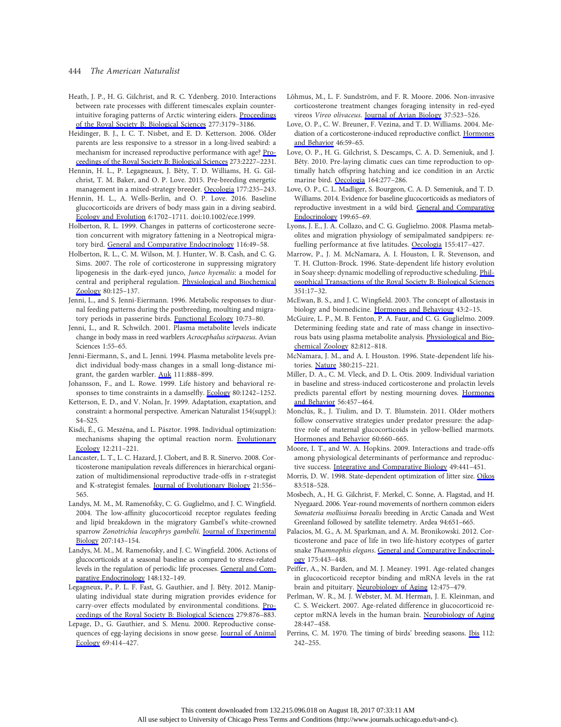Heath, J. P., H. G. Gilchrist, and R. C. Ydenberg. 2010. Interactions between rate processes with different timescales explain counterintuitive foraging patterns of Arctic wintering eiders. Proceedings of the Royal Society B: Biological Sciences 277:3179–3186.

Heidinger, B. J., I. C. T. Nisbet, and E. D. Ketterson. 2006. Older parents are less responsive to a stressor in a long-lived seabird: a mechanism for increased reproductive performance with age? Proceedings of the Royal Society B: Biological Sciences 273:2227–2231.

Hennin, H. L., P. Legagneaux, J. Bêty, T. D. Williams, H. G. Gilchrist, T. M. Baker, and O. P. Love. 2015. Pre-breeding energetic management in a mixed-strategy breeder. Oecologia 177:235–243.

Hennin, H. L., A. Wells-Berlin, and O. P. Love. 2016. Baseline glucocorticoids are drivers of body mass gain in a diving seabird. Ecology and Evolution 6:1702–1711. doi:10.1002/ece.1999.

Holberton, R. L. 1999. Changes in patterns of corticosterone secretion concurrent with migratory fattening in a Neotropical migratory bird. General and Comparative Endocrinology 116:49–58.

Holberton, R. L., C. M. Wilson, M. J. Hunter, W. B. Cash, and C. G. Sims. 2007. The role of corticosterone in suppressing migratory lipogenesis in the dark-eyed junco, *Junco hyemalis*: a model for central and peripheral regulation. Physiological and Biochemical Zoology 80:125–137.

Jenni, L., and S. Jenni-Eiermann. 1996. Metabolic responses to diurnal feeding patterns during the postbreeding, moulting and migratory periods in passerine birds. Functional Ecology 10:73–80.

Jenni, L., and R. Schwilch. 2001. Plasma metabolite levels indicate change in body mass in reed warblers *Acrocephalus scirpaceus*. Avian Sciences 1:55–65.

Jenni-Eiermann, S., and L. Jenni. 1994. Plasma metabolite levels predict individual body-mass changes in a small long-distance migrant, the garden warbler. Auk 111:888–899.

Johansson, F., and L. Rowe. 1999. Life history and behavioral responses to time constraints in a damselfly. Ecology 80:1242–1252.

Ketterson, E. D., and V. Nolan, Jr. 1999. Adaptation, exaptation, and constraint: a hormonal perspective. American Naturalist 154(suppl.): S4–S25.

Kisdi, É., G. Meszéna, and L. Pásztor. 1998. Individual optimization: mechanisms shaping the optimal reaction norm. Evolutionary Ecology 12:211–221.

Lancaster, L. T., L. C. Hazard, J. Clobert, and B. R. Sinervo. 2008. Corticosterone manipulation reveals differences in hierarchical organization of multidimensional reproductive trade-offs in r-strategist and K-strategist females. Journal of Evolutionary Biology 21:556–565.

Landys, M. M., M. Ramenofsky, C. G. Guglielmo, and J. C. Wingfield. 2004. The low-affinity glucocorticoid receptor regulates feeding and lipid breakdown in the migratory Gambel's white-crowned sparrow *Zonotrichia leucophrys gambelii*. Journal of Experimental Biology 207:143–154.

Landys, M. M., M. Ramenofsky, and J. C. Wingfield. 2006. Actions of glucocorticoids at a seasonal baseline as compared to stress-related levels in the regulation of periodic life processes. General and Comparative Endocrinology 148:132–149.

Legagneux, P., P. L. F. Fast, G. Gauthier, and J. Bêty. 2012. Manipulating individual state during migration provides evidence for carry-over effects modulated by environmental conditions. Proceedings of the Royal Society B: Biological Sciences 279:876–883.

Lepage, D., G. Gauthier, and S. Menu. 2000. Reproductive consequences of egg-laying decisions in snow geese. Journal of Animal Ecology 69:414–427.

Lõhmus, M., L. F. Sundström, and F. R. Moore. 2006. Non-invasive corticosterone treatment changes foraging intensity in red-eyed vireos *Vireo olivaceus*. Journal of Avian Biology 37:523–526.

Love, O. P., C. W. Breuner, F. Vezina, and T. D. Williams. 2004. Mediation of a corticosterone-induced reproductive conflict. Hormones and Behavior 46:59–65.

Love, O. P., H. G. Gilchrist, S. Descamps, C. A. D. Semeniuk, and J. Bêty. 2010. Pre-laying climatic cues can time reproduction to optimally hatch offspring hatching and ice condition in an Arctic marine bird. Oecologia 164:277–286.

Love, O. P., C. L. Madliger, S. Bourgeon, C. A. D. Semeniuk, and T. D. Williams. 2014. Evidence for baseline glucocorticoids as mediators of reproductive investment in a wild bird. General and Comparative Endocrinology 199:65–69.

Lyons, J. E., J. A. Collazo, and C. G. Guglielmo. 2008. Plasma metabolites and migration physiology of semipalmated sandpipers: refuelling performance at five latitudes. Oecologia 155:417–427.

Marrow, P., J. M. McNamara, A. I. Houston, I. R. Stevenson, and T. H. Clutton-Brock. 1996. State-dependent life history evolution in Soay sheep: dynamic modelling of reproductive scheduling. Philosophical Transactions of the Royal Society B: Biological Sciences 351:17–32.

McEwan, B. S., and J. C. Wingfield. 2003. The concept of allostasis in biology and biomedicine. Hormones and Behaviour 43:2–15.

McGuire, L. P., M. B. Fenton, P. A. Faur, and C. G. Guglielmo. 2009. Determining feeding state and rate of mass change in insectivorous bats using plasma metabolite analysis. Physiological and Biochemical Zoology 82:812–818.

McNamara, J. M., and A. I. Houston. 1996. State-dependent life histories. Nature 380:215–221.

Miller, D. A., C. M. Vleck, and D. L. Otis. 2009. Individual variation in baseline and stress-induced corticosterone and prolactin levels predicts parental effort by nesting mourning doves. Hormones and Behavior 56:457–464.

Monclús, R., J. Tiulim, and D. T. Blumstein. 2011. Older mothers follow conservative strategies under predator pressure: the adaptive role of maternal glucocorticoids in yellow-bellied marmots. Hormones and Behavior 60:660–665.

Moore, I. T., and W. A. Hopkins. 2009. Interactions and trade-offs among physiological determinants of performance and reproductive success. Integrative and Comparative Biology 49:441–451.

Morris, D. W. 1998. State-dependent optimization of litter size. Oikos 83:518–528.

Mosbech, A., H. G. Gilchrist, F. Merkel, C. Sonne, A. Flagstad, and H. Nyegaard. 2006. Year-round movements of northern common eiders *Somateria mollissima borealis* breeding in Arctic Canada and West Greenland followed by satellite telemetry. Ardea 94:651–665.

Palacios, M. G., A. M. Sparkman, and A. M. Bronikowski. 2012. Corticosterone and pace of life in two life-history ecotypes of garter snake *Thamnophis elegans*. General and Comparative Endocrinology 175:443–448.

Peiffer, A., N. Barden, and M. J. Meaney. 1991. Age-related changes in glucocorticoid receptor binding and mRNA levels in the rat brain and pituitary. Neurobiology of Aging 12:475–479.

Perlman, W. R., M. J. Webster, M. M. Herman, J. E. Kleinman, and C. S. Weickert. 2007. Age-related difference in glucocorticoid receptor mRNA levels in the human brain. Neurobiology of Aging 28:447–458.

Perrins, C. M. 1970. The timing of birds' breeding seasons. Ibis 112: 242–255.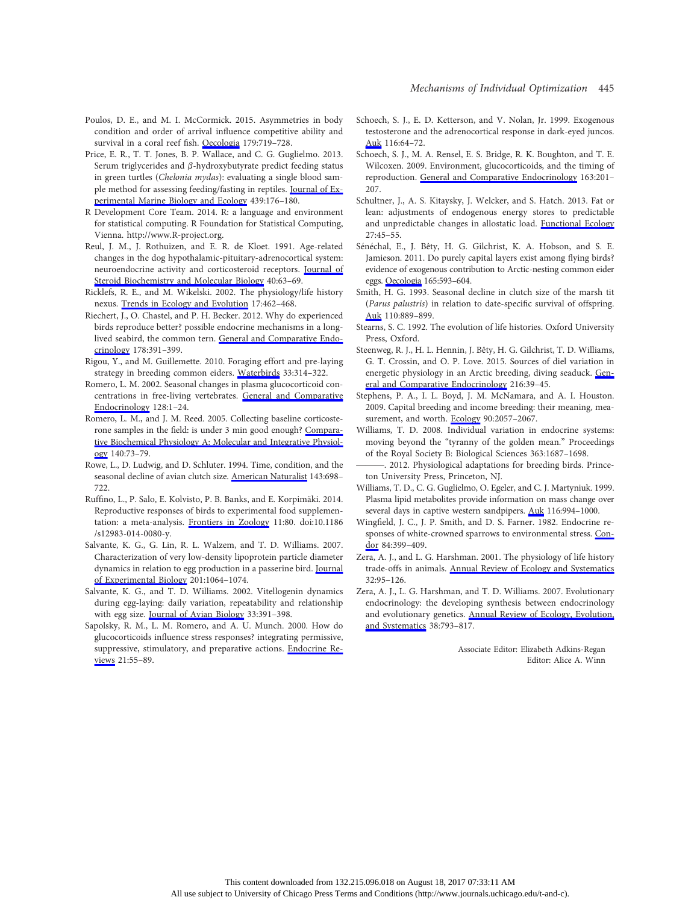Poulos, D. E., and M. I. McCormick. 2015. Asymmetries in body condition and order of arrival influence competitive ability and survival in a coral reef fish. Oecologia 179:719–728.

Price, E. R., T. T. Jones, B. P. Wallace, and C. G. Guglielmo. 2013. Serum triglycerides and β-hydroxybutyrate predict feeding status in green turtles (*Chelonia mydas*): evaluating a single blood sample method for assessing feeding/fasting in reptiles. Journal of Experimental Marine Biology and Ecology 439:176–180.

R Development Core Team. 2014. R: a language and environment for statistical computing. R Foundation for Statistical Computing, Vienna. http://www.R-project.org.

Reul, J. M., J. Rothuizen, and E. R. de Kloet. 1991. Age-related changes in the dog hypothalamic-pituitary-adrenocortical system: neuroendocrine activity and corticosteroid receptors. Journal of Steroid Biochemistry and Molecular Biology 40:63–69.

Ricklefs, R. E., and M. Wikelski. 2002. The physiology/life history nexus. Trends in Ecology and Evolution 17:462–468.

Riechert, J., O. Chastel, and P. H. Becker. 2012. Why do experienced birds reproduce better? possible endocrine mechanisms in a long-lived seabird, the common tern. General and Comparative Endocrinology 178:391–399.

Rigou, Y., and M. Guillemette. 2010. Foraging effort and pre-laying strategy in breeding common eiders. Waterbirds 33:314–322.

Romero, L. M. 2002. Seasonal changes in plasma glucocorticoid concentrations in free-living vertebrates. General and Comparative Endocrinology 128:1–24.

Romero, L. M., and J. M. Reed. 2005. Collecting baseline corticosterone samples in the field: is under 3 min good enough? Comparative Biochemical Physiology A: Molecular and Integrative Physiology 140:73–79.

Rowe, L., D. Ludwig, and D. Schluter. 1994. Time, condition, and the seasonal decline of avian clutch size. American Naturalist 143:698–722.

Ruffino, L., P. Salo, E. Kolvisto, P. B. Banks, and E. Korpimäki. 2014. Reproductive responses of birds to experimental food supplementation: a meta-analysis. Frontiers in Zoology 11:80. doi:10.1186/s12983-014-0080-y.

Salvante, K. G., G. Lin, R. L. Walzem, and T. D. Williams. 2007. Characterization of very low-density lipoprotein particle diameter dynamics in relation to egg production in a passerine bird. Journal of Experimental Biology 201:1064–1074.

Salvante, K. G., and T. D. Williams. 2002. Vitellogenin dynamics during egg-laying: daily variation, repeatability and relationship with egg size. Journal of Avian Biology 33:391–398.

Sapolsky, R. M., L. M. Romero, and A. U. Munch. 2000. How do glucocorticoids influence stress responses? integrating permissive, suppressive, stimulatory, and preparative actions. Endocrine Reviews 21:55–89.

Schoech, S. J., E. D. Ketterson, and V. Nolan, Jr. 1999. Exogenous testosterone and the adrenocortical response in dark-eyed juncos. Auk 116:64–72.

Schoech, S. J., M. A. Rensel, E. S. Bridge, R. K. Boughton, and T. E. Wilcoxen. 2009. Environment, glucocorticoids, and the timing of reproduction. General and Comparative Endocrinology 163:201–207.

Schultner, J., A. S. Kitaysky, J. Welcker, and S. Hatch. 2013. Fat or lean: adjustments of endogenous energy stores to predictable and unpredictable changes in allostatic load. Functional Ecology 27:45–55.

Sénéchal, E., J. Bêty, H. G. Gilchrist, K. A. Hobson, and S. E. Jamieson. 2011. Do purely capital layers exist among flying birds? evidence of exogenous contribution to Arctic-nesting common eider eggs. Oecologia 165:593–604.

Smith, H. G. 1993. Seasonal decline in clutch size of the marsh tit (*Parus palustris*) in relation to date-specific survival of offspring. Auk 110:889–899.

Stearns, S. C. 1992. The evolution of life histories. Oxford University Press, Oxford.

Steenweg, R. J., H. L. Hennin, J. Bêty, H. G. Gilchrist, T. D. Williams, G. T. Crossin, and O. P. Love. 2015. Sources of diel variation in energetic physiology in an Arctic breeding, diving seaduck. General and Comparative Endocrinology 216:39–45.

Stephens, P. A., I. L. Boyd, J. M. McNamara, and A. I. Houston. 2009. Capital breeding and income breeding: their meaning, measurement, and worth. Ecology 90:2057–2067.

Williams, T. D. 2008. Individual variation in endocrine systems: moving beyond the "tyranny of the golden mean." Proceedings of the Royal Society B: Biological Sciences 363:1687–1698.

———. 2012. Physiological adaptations for breeding birds. Princeton University Press, Princeton, NJ.

Williams, T. D., C. G. Guglielmo, O. Egeler, and C. J. Martyniuk. 1999. Plasma lipid metabolites provide information on mass change over several days in captive western sandpipers. Auk 116:994–1000.

Wingfield, J. C., J. P. Smith, and D. S. Farner. 1982. Endocrine responses of white-crowned sparrows to environmental stress. Condor 84:399–409.

Zera, A. J., and L. G. Harshman. 2001. The physiology of life history trade-offs in animals. Annual Review of Ecology and Systematics 32:95–126.

Zera, A. J., L. G. Harshman, and T. D. Williams. 2007. Evolutionary endocrinology: the developing synthesis between endocrinology and evolutionary genetics. Annual Review of Ecology, Evolution, and Systematics 38:793–817.

Associate Editor: Elizabeth Adkins-Regan
Editor: Alice A. Winn